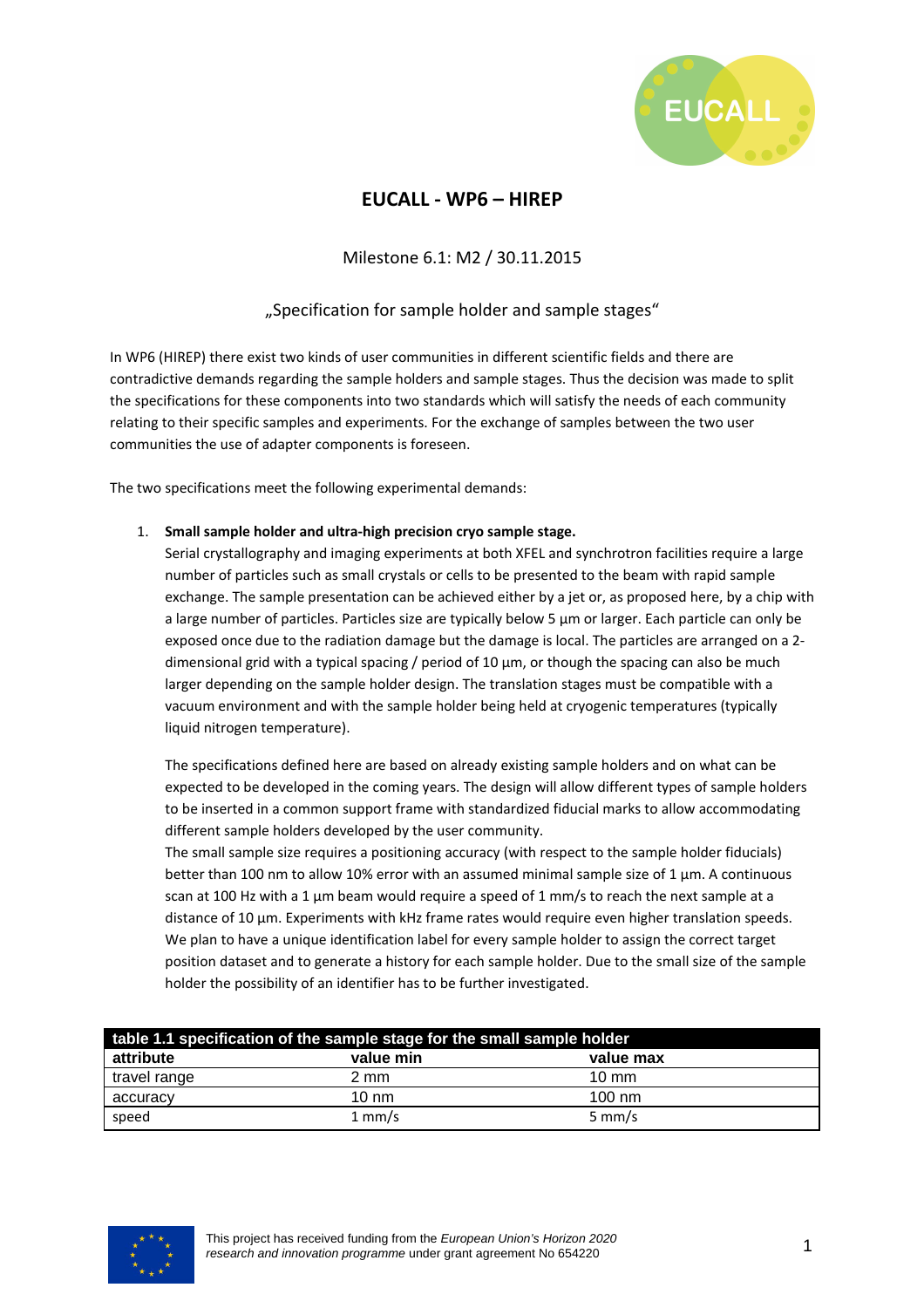# EUCALL - WP6 – HIREP

Milestone 6.1: M2 / 30.11.2015

„Specification for sample holder and sample stages"

In WP6 (HIREP) there exist two kinds of user communities in different scientific fields and there are contradictive demands regarding the sample holders and sample stages. Thus the decision was made to split the specifications for these components into two standards which will satisfy the needs of each community relating to their specific samples and experiments. For the exchange of samples between the two user communities the use of adapter components is foreseen.

The two specifications meet the following experimental demands:

1. **Small sample holder and ultra-high precision cryo sample stage.**
   Serial crystallography and imaging experiments at both XFEL and synchrotron facilities require a large number of particles such as small crystals or cells to be presented to the beam with rapid sample exchange. The sample presentation can be achieved either by a jet or, as proposed here, by a chip with a large number of particles. Particles size are typically below 5 µm or larger. Each particle can only be exposed once due to the radiation damage but the damage is local. The particles are arranged on a 2-dimensional grid with a typical spacing / period of 10 µm, or though the spacing can also be much larger depending on the sample holder design. The translation stages must be compatible with a vacuum environment and with the sample holder being held at cryogenic temperatures (typically liquid nitrogen temperature).

   The specifications defined here are based on already existing sample holders and on what can be expected to be developed in the coming years. The design will allow different types of sample holders to be inserted in a common support frame with standardized fiducial marks to allow accommodating different sample holders developed by the user community.
   The small sample size requires a positioning accuracy (with respect to the sample holder fiducials) better than 100 nm to allow 10% error with an assumed minimal sample size of 1 µm. A continuous scan at 100 Hz with a 1 µm beam would require a speed of 1 mm/s to reach the next sample at a distance of 10 µm. Experiments with kHz frame rates would require even higher translation speeds. We plan to have a unique identification label for every sample holder to assign the correct target position dataset and to generate a history for each sample holder. Due to the small size of the sample holder the possibility of an identifier has to be further investigated.

| table 1.1 specification of the sample stage for the small sample holder | | |
|---|---|---|
| **attribute** | **value min** | **value max** |
| travel range | 2 mm | 10 mm |
| accuracy | 10 nm | 100 nm |
| speed | 1 mm/s | 5 mm/s |

This project has received funding from the *European Union's Horizon 2020 research and innovation programme* under grant agreement No 654220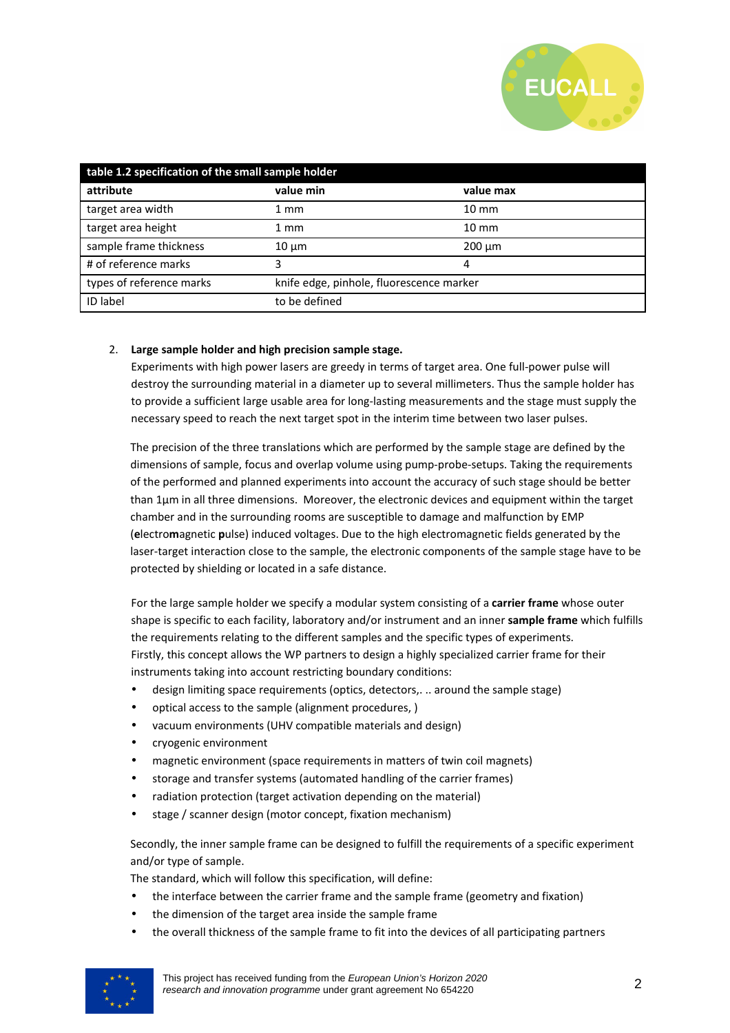| table 1.2 specification of the small sample holder | | |
|---|---|---|
| **attribute** | **value min** | **value max** |
| target area width | 1 mm | 10 mm |
| target area height | 1 mm | 10 mm |
| sample frame thickness | 10 µm | 200 µm |
| # of reference marks | 3 | 4 |
| types of reference marks | knife edge, pinhole, fluorescence marker | |
| ID label | to be defined | |

2. **Large sample holder and high precision sample stage.**
   Experiments with high power lasers are greedy in terms of target area. One full-power pulse will destroy the surrounding material in a diameter up to several millimeters. Thus the sample holder has to provide a sufficient large usable area for long-lasting measurements and the stage must supply the necessary speed to reach the next target spot in the interim time between two laser pulses.

   The precision of the three translations which are performed by the sample stage are defined by the dimensions of sample, focus and overlap volume using pump-probe-setups. Taking the requirements of the performed and planned experiments into account the accuracy of such stage should be better than 1µm in all three dimensions. Moreover, the electronic devices and equipment within the target chamber and in the surrounding rooms are susceptible to damage and malfunction by EMP (**e**lectro**m**agnetic **p**ulse) induced voltages. Due to the high electromagnetic fields generated by the laser-target interaction close to the sample, the electronic components of the sample stage have to be protected by shielding or located in a safe distance.

   For the large sample holder we specify a modular system consisting of a **carrier frame** whose outer shape is specific to each facility, laboratory and/or instrument and an inner **sample frame** which fulfills the requirements relating to the different samples and the specific types of experiments.
   Firstly, this concept allows the WP partners to design a highly specialized carrier frame for their instruments taking into account restricting boundary conditions:

   - design limiting space requirements (optics, detectors,. .. around the sample stage)
   - optical access to the sample (alignment procedures, )
   - vacuum environments (UHV compatible materials and design)
   - cryogenic environment
   - magnetic environment (space requirements in matters of twin coil magnets)
   - storage and transfer systems (automated handling of the carrier frames)
   - radiation protection (target activation depending on the material)
   - stage / scanner design (motor concept, fixation mechanism)

   Secondly, the inner sample frame can be designed to fulfill the requirements of a specific experiment and/or type of sample.
   The standard, which will follow this specification, will define:

   - the interface between the carrier frame and the sample frame (geometry and fixation)
   - the dimension of the target area inside the sample frame
   - the overall thickness of the sample frame to fit into the devices of all participating partners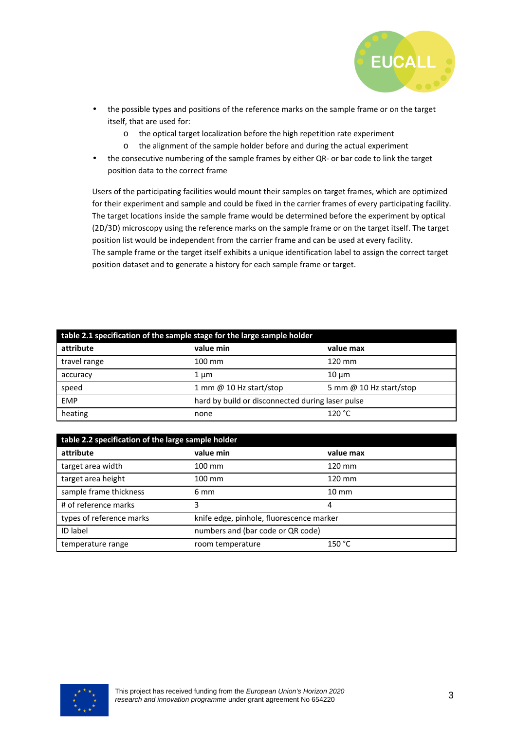- the possible types and positions of the reference marks on the sample frame or on the target itself, that are used for:
  - the optical target localization before the high repetition rate experiment
  - the alignment of the sample holder before and during the actual experiment
- the consecutive numbering of the sample frames by either QR- or bar code to link the target position data to the correct frame

Users of the participating facilities would mount their samples on target frames, which are optimized for their experiment and sample and could be fixed in the carrier frames of every participating facility. The target locations inside the sample frame would be determined before the experiment by optical (2D/3D) microscopy using the reference marks on the sample frame or on the target itself. The target position list would be independent from the carrier frame and can be used at every facility.
The sample frame or the target itself exhibits a unique identification label to assign the correct target position dataset and to generate a history for each sample frame or target.

**table 2.1 specification of the sample stage for the large sample holder**

| attribute | value min | value max |
|---|---|---|
| travel range | 100 mm | 120 mm |
| accuracy | 1 µm | 10 µm |
| speed | 1 mm @ 10 Hz start/stop | 5 mm @ 10 Hz start/stop |
| EMP | hard by build or disconnected during laser pulse | |
| heating | none | 120 °C |

**table 2.2 specification of the large sample holder**

| attribute | value min | value max |
|---|---|---|
| target area width | 100 mm | 120 mm |
| target area height | 100 mm | 120 mm |
| sample frame thickness | 6 mm | 10 mm |
| # of reference marks | 3 | 4 |
| types of reference marks | knife edge, pinhole, fluorescence marker | |
| ID label | numbers and (bar code or QR code) | |
| temperature range | room temperature | 150 °C |

This project has received funding from the *European Union's Horizon 2020 research and innovation programme* under grant agreement No 654220